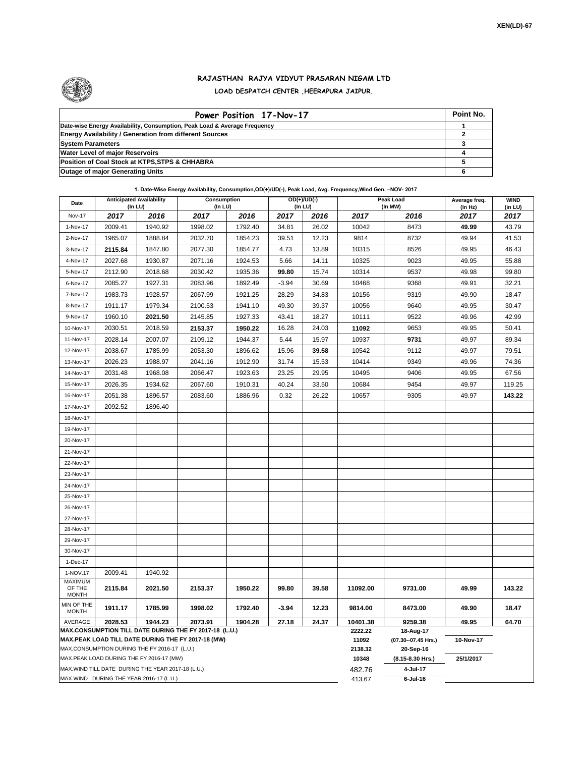XEN(LD)-67

# RAJASTHAN RAJYA VIDYUT PRASARAN NIGAM LTD

## LOAD DESPATCH CENTER ,HEERAPURA JAIPUR.

| Power Position 17-Nov-17 | Point No. |
|---|---|
| Date-wise Energy Availability, Consumption, Peak Load & Average Frequency | 1 |
| Energy Availability / Generation from different Sources | 2 |
| System Parameters | 3 |
| Water Level of major Reservoirs | 4 |
| Position of Coal Stock at KTPS,STPS & CHHABRA | 5 |
| Outage of major Generating Units | 6 |

**1. Date-Wise Energy Availability, Consumption,OD(+)/UD(-), Peak Load, Avg. Frequency,Wind Gen. –NOV- 2017**

| Date | Anticipated Availability (In LU) | | Consumption (In LU) | | OD(+)/UD(-) (In LU) | | Peak Load (In MW) | | Average freq. (In Hz) | WIND (in LU) |
|---|---|---|---|---|---|---|---|---|---|---|
| Nov-17 | 2017 | 2016 | 2017 | 2016 | 2017 | 2016 | 2017 | 2016 | 2017 | 2017 |
| 1-Nov-17 | 2009.41 | 1940.92 | 1998.02 | 1792.40 | 34.81 | 26.02 | 10042 | 8473 | **49.99** | 43.79 |
| 2-Nov-17 | 1965.07 | 1888.84 | 2032.70 | 1854.23 | 39.51 | 12.23 | 9814 | 8732 | 49.94 | 41.53 |
| 3-Nov-17 | **2115.84** | 1847.80 | 2077.30 | 1854.77 | 4.73 | 13.89 | 10315 | 8526 | 49.95 | 46.43 |
| 4-Nov-17 | 2027.68 | 1930.87 | 2071.16 | 1924.53 | 5.66 | 14.11 | 10325 | 9023 | 49.95 | 55.88 |
| 5-Nov-17 | 2112.90 | 2018.68 | 2030.42 | 1935.36 | **99.80** | 15.74 | 10314 | 9537 | 49.98 | 99.80 |
| 6-Nov-17 | 2085.27 | 1927.31 | 2083.96 | 1892.49 | -3.94 | 30.69 | 10468 | 9368 | 49.91 | 32.21 |
| 7-Nov-17 | 1983.73 | 1928.57 | 2067.99 | 1921.25 | 28.29 | 34.83 | 10156 | 9319 | 49.90 | 18.47 |
| 8-Nov-17 | 1911.17 | 1979.34 | 2100.53 | 1941.10 | 49.30 | 39.37 | 10056 | 9640 | 49.95 | 30.47 |
| 9-Nov-17 | 1960.10 | **2021.50** | 2145.85 | 1927.33 | 43.41 | 18.27 | 10111 | 9522 | 49.96 | 42.99 |
| 10-Nov-17 | 2030.51 | 2018.59 | **2153.37** | **1950.22** | 16.28 | 24.03 | **11092** | 9653 | 49.95 | 50.41 |
| 11-Nov-17 | 2028.14 | 2007.07 | 2109.12 | 1944.37 | 5.44 | 15.97 | 10937 | **9731** | 49.97 | 89.34 |
| 12-Nov-17 | 2038.67 | 1785.99 | 2053.30 | 1896.62 | 15.96 | **39.58** | 10542 | 9112 | 49.97 | 79.51 |
| 13-Nov-17 | 2026.23 | 1988.97 | 2041.16 | 1912.90 | 31.74 | 15.53 | 10414 | 9349 | 49.96 | 74.36 |
| 14-Nov-17 | 2031.48 | 1968.08 | 2066.47 | 1923.63 | 23.25 | 29.95 | 10495 | 9406 | 49.95 | 67.56 |
| 15-Nov-17 | 2026.35 | 1934.62 | 2067.60 | 1910.31 | 40.24 | 33.50 | 10684 | 9454 | 49.97 | 119.25 |
| 16-Nov-17 | 2051.38 | 1896.57 | 2083.60 | 1886.96 | 0.32 | 26.22 | 10657 | 9305 | 49.97 | **143.22** |
| 17-Nov-17 | 2092.52 | 1896.40 | | | | | | | | |
| 18-Nov-17 | | | | | | | | | | |
| 19-Nov-17 | | | | | | | | | | |
| 20-Nov-17 | | | | | | | | | | |
| 21-Nov-17 | | | | | | | | | | |
| 22-Nov-17 | | | | | | | | | | |
| 23-Nov-17 | | | | | | | | | | |
| 24-Nov-17 | | | | | | | | | | |
| 25-Nov-17 | | | | | | | | | | |
| 26-Nov-17 | | | | | | | | | | |
| 27-Nov-17 | | | | | | | | | | |
| 28-Nov-17 | | | | | | | | | | |
| 29-Nov-17 | | | | | | | | | | |
| 30-Nov-17 | | | | | | | | | | |
| 1-Dec-17 | | | | | | | | | | |
| 1-NOV.17 | 2009.41 | 1940.92 | | | | | | | | |
| MAXIMUM OF THE MONTH | 2115.84 | 2021.50 | 2153.37 | 1950.22 | 99.80 | 39.58 | 11092.00 | 9731.00 | 49.99 | 143.22 |
| MIN OF THE MONTH | 1911.17 | 1785.99 | 1998.02 | 1792.40 | -3.94 | 12.23 | 9814.00 | 8473.00 | 49.90 | 18.47 |
| AVERAGE | 2028.53 | 1944.23 | 2073.91 | 1904.28 | 27.18 | 24.37 | 10401.38 | 9259.38 | 49.95 | 64.70 |
| MAX.CONSUMPTION TILL DATE DURING THE FY 2017-18 (L.U.) | | | | | | | 2222.22 | 18-Aug-17 | | |
| MAX.PEAK LOAD TILL DATE DURING THE FY 2017-18 (MW) | | | | | | | 11092 | (07.30--07.45 Hrs.) | 10-Nov-17 | |
| MAX.CONSUMPTION DURING THE FY 2016-17 (L.U.) | | | | | | | 2138.32 | 20-Sep-16 | | |
| MAX.PEAK LOAD DURING THE FY 2016-17 (MW) | | | | | | | 10348 | (8.15-8.30 Hrs.) | 25/1/2017 | |
| MAX.WIND TILL DATE DURING THE YEAR 2017-18 (L.U.) | | | | | | | 482.76 | 4-Jul-17 | | |
| MAX.WIND DURING THE YEAR 2016-17 (L.U.) | | | | | | | 413.67 | 6-Jul-16 | | |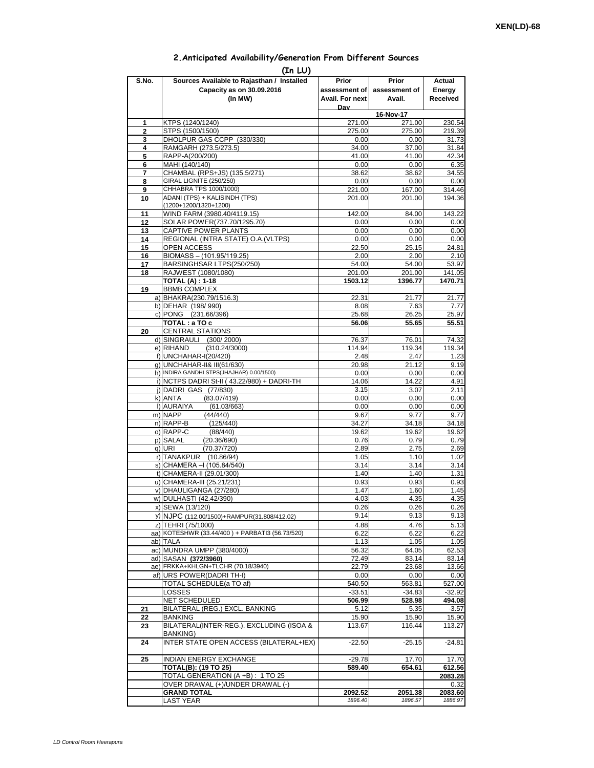XEN(LD)-68

## 2.Anticipated Availability/Generation From Different Sources

**(In LU)**

| S.No. | Sources Available to Rajasthan / Installed Capacity as on 30.09.2016 (In MW) | Prior assessment of Avail. For next Day | Prior assessment of Avail. | Actual Energy Received |
|---|---|---|---|---|
| | | | 16-Nov-17 | |
| 1 | KTPS (1240/1240) | 271.00 | 271.00 | 230.54 |
| 2 | STPS (1500/1500) | 275.00 | 275.00 | 219.39 |
| 3 | DHOLPUR GAS CCPP (330/330) | 0.00 | 0.00 | 31.73 |
| 4 | RAMGARH (273.5/273.5) | 34.00 | 37.00 | 31.84 |
| 5 | RAPP-A(200/200) | 41.00 | 41.00 | 42.34 |
| 6 | MAHI (140/140) | 0.00 | 0.00 | 6.35 |
| 7 | CHAMBAL (RPS+JS) (135.5/271) | 38.62 | 38.62 | 34.55 |
| 8 | GIRAL LIGNITE (250/250) | 0.00 | 0.00 | 0.00 |
| 9 | CHHABRA TPS 1000/1000) | 221.00 | 167.00 | 314.46 |
| 10 | ADANI (TPS) + KALISINDH (TPS) (1200+1200/1320+1200) | 201.00 | 201.00 | 194.36 |
| 11 | WIND FARM (3980.40/4119.15) | 142.00 | 84.00 | 143.22 |
| 12 | SOLAR POWER(737.70/1295.70) | 0.00 | 0.00 | 0.00 |
| 13 | CAPTIVE POWER PLANTS | 0.00 | 0.00 | 0.00 |
| 14 | REGIONAL (INTRA STATE) O.A.(VLTPS) | 0.00 | 0.00 | 0.00 |
| 15 | OPEN ACCESS | 22.50 | 25.15 | 24.81 |
| 16 | BIOMASS – (101.95/119.25) | 2.00 | 2.00 | 2.10 |
| 17 | BARSINGHSAR LTPS(250/250) | 54.00 | 54.00 | 53.97 |
| 18 | RAJWEST (1080/1080) | 201.00 | 201.00 | 141.05 |
| | **TOTAL (A) : 1-18** | **1503.12** | **1396.77** | **1470.71** |
| 19 | BBMB COMPLEX | | | |
| | a) BHAKRA(230.79/1516.3) | 22.31 | 21.77 | 21.77 |
| | b) DEHAR (198/ 990) | 8.08 | 7.63 | 7.77 |
| | c) PONG (231.66/396) | 25.68 | 26.25 | 25.97 |
| | **TOTAL : a TO c** | **56.06** | **55.65** | **55.51** |
| 20 | CENTRAL STATIONS | | | |
| | d) SINGRAULI (300/ 2000) | 76.37 | 76.01 | 74.32 |
| | e) RIHAND (310.24/3000) | 114.94 | 119.34 | 119.34 |
| | f) UNCHAHAR-I(20/420) | 2.48 | 2.47 | 1.23 |
| | g) UNCHAHAR-II& III(61/630) | 20.98 | 21.12 | 9.19 |
| | h) INDIRA GANDHI STPS(JHAJHAR) 0.00/1500) | 0.00 | 0.00 | 0.00 |
| | i) NCTPS DADRI St-II ( 43.22/980) + DADRI-TH | 14.06 | 14.22 | 4.91 |
| | j) DADRI GAS (77/830) | 3.15 | 3.07 | 2.11 |
| | k) ANTA (83.07/419) | 0.00 | 0.00 | 0.00 |
| | l) AURAIYA (61.03/663) | 0.00 | 0.00 | 0.00 |
| | m) NAPP (44/440) | 9.67 | 9.77 | 9.77 |
| | n) RAPP-B (125/440) | 34.27 | 34.18 | 34.18 |
| | o) RAPP-C (88/440) | 19.62 | 19.62 | 19.62 |
| | p) SALAL (20.36/690) | 0.76 | 0.79 | 0.79 |
| | q) URI (70.37/720) | 2.89 | 2.75 | 2.69 |
| | r) TANAKPUR (10.86/94) | 1.05 | 1.10 | 1.02 |
| | s) CHAMERA –I (105.84/540) | 3.14 | 3.14 | 3.14 |
| | t) CHAMERA-II (29.01/300) | 1.40 | 1.40 | 1.31 |
| | u) CHAMERA-III (25.21/231) | 0.93 | 0.93 | 0.93 |
| | v) DHAULIGANGA (27/280) | 1.47 | 1.60 | 1.45 |
| | w) DULHASTI (42.42/390) | 4.03 | 4.35 | 4.35 |
| | x) SEWA (13/120) | 0.26 | 0.26 | 0.26 |
| | y) NJPC (112.00/1500)+RAMPUR(31.808/412.02) | 9.14 | 9.13 | 9.13 |
| | z) TEHRI (75/1000) | 4.88 | 4.76 | 5.13 |
| | aa) KOTESHWR (33.44/400 ) + PARBATI3 (56.73/520) | 6.22 | 6.22 | 6.22 |
| | ab) TALA | 1.13 | 1.05 | 1.05 |
| | ac) MUNDRA UMPP (380/4000) | 56.32 | 64.05 | 62.53 |
| | ad) SASAN **(372/3960)** | 72.49 | 83.14 | 83.14 |
| | ae) FRKKA+KHLGN+TLCHR (70.18/3940) | 22.79 | 23.68 | 13.66 |
| | af) URS POWER(DADRI TH-I) | 0.00 | 0.00 | 0.00 |
| | TOTAL SCHEDULE(a TO af) | 540.50 | 563.81 | 527.00 |
| | LOSSES | -33.51 | -34.83 | -32.92 |
| | NET SCHEDULED | **506.99** | **528.98** | **494.08** |
| 21 | BILATERAL (REG.) EXCL. BANKING | 5.12 | 5.35 | -3.57 |
| 22 | BANKING | 15.90 | 15.90 | 15.90 |
| 23 | BILATERAL(INTER-REG.). EXCLUDING (ISOA & BANKING) | 113.67 | 116.44 | 113.27 |
| 24 | INTER STATE OPEN ACCESS (BILATERAL+IEX) | -22.50 | -25.15 | -24.81 |
| 25 | INDIAN ENERGY EXCHANGE | -29.78 | 17.70 | 17.70 |
| | **TOTAL(B): (19 TO 25)** | **589.40** | **654.61** | **612.56** |
| | TOTAL GENERATION (A +B) : 1 TO 25 | | | **2083.28** |
| | OVER DRAWAL (+)/UNDER DRAWAL (-) | | | 0.32 |
| | **GRAND TOTAL** | **2092.52** | **2051.38** | **2083.60** |
| | LAST YEAR | *1896.40* | *1896.57* | *1886.97* |

*LD Control Room Heerapura*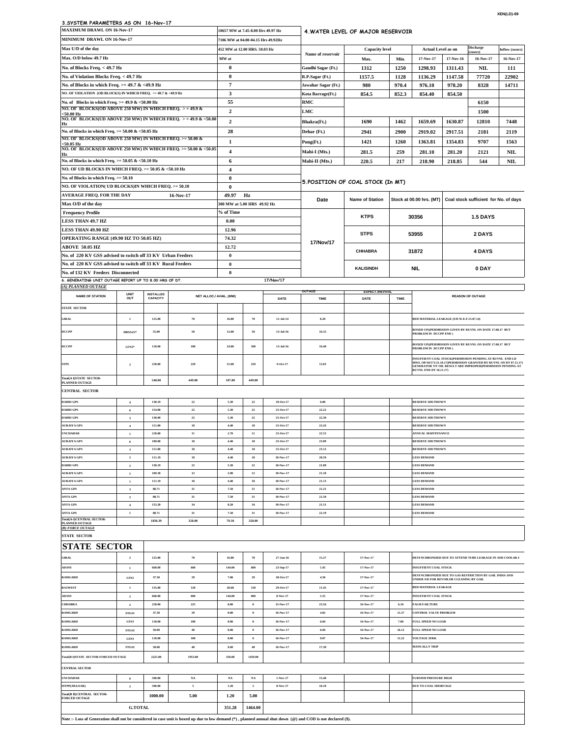XEN(LD)-69

## 3.SYSTEM PARAMETERS AS ON 16-Nov-17

| | |
|---|---|
| MAXIMUM DRAWL ON 16-Nov-17 | 10657 MW at 7.45-8.00 Hrs 49.97 Hz |
| MINIMUM DRAWL ON 16-Nov-17 | 7106 MW at 04.00-04.15 Hrs 49.92Hz |
| Max U/D of the day | 452 MW at 12.00 HRS. 50.03 Hz |
| Max. O/D below 49.7 Hz | MW at |
| No. of Blocks Freq. < 49.7 Hz | 0 |
| No. of Violation Blocks Freq. < 49.7 Hz | 0 |
| No. of Blocks in which Freq. >= 49.7 & <49.9 Hz | 7 |
| NO. OF VIOLATION (OD BLOCKS) IN WHICH FREQ. >= 49.7 & <49.9 Hz | 3 |
| No. of Blocks in which Freq. >= 49.9 & <50.00 Hz | 55 |
| NO. OF BLOCKS(OD ABOVE 250 MW) IN WHICH FREQ. >= 49.9 & <50.00 Hz | 2 |
| NO. OF BLOCKS(UD ABOVE 250 MW) IN WHICH FREQ. >= 49.9 & <50.00 Hz | 2 |
| No. of Blocks in which Freq. >= 50.00 & <50.05 Hz | 28 |
| NO. OF BLOCKS(OD ABOVE 250 MW) IN WHICH FREQ. >= 50.00 & <50.05 Hz | 1 |
| NO. OF BLOCKS(UD ABOVE 250 MW) IN WHICH FREQ. >= 50.00 & <50.05 Hz | 4 |
| No. of Blocks in which Freq. >= 50.05 & <50.10 Hz | 6 |
| NO. OF UD BLOCKS IN WHICH FREQ. >= 50.05 & <50.10 Hz | 4 |
| No. of Blocks in which Freq. >= 50.10 | 0 |
| NO. OF VIOLATION( UD BLOCKS)IN WHICH FREQ. >= 50.10 | 0 |
| AVERAGE FREQ. FOR THE DAY 16-Nov-17 | 49.97 Hz |
| Max O/D of the day | 380 MW at 5.00 HRS 49.92 Hz |
| Frequency Profile | % of Time |
| LESS THAN 49.7 HZ | 0.00 |
| LESS THAN 49.90 HZ | 12.96 |
| OPERATING RANGE (49.90 HZ TO 50.05 HZ) | 74.32 |
| ABOVE 50.05 HZ | 12.72 |
| No. of 220 KV GSS advised to switch off 33 KV Urban Feeders | 0 |
| No. of 220 KV GSS advised to switch off 33 KV Rural Feeders | 0 |
| No. of 132 KV Feeders Disconnected | 0 |

## 4.WATER LEVEL OF MAJOR RESERVOIR

| Name of reservoir | Capacity level | | Actual Level as on | | Discharge (cusecs) | Inflow (cusecs) |
|---|---|---|---|---|---|---|
| | Max. | Min. | 17-Nov-17 | 17-Nov-16 | 16-Nov-17 | 16-Nov-17 |
| Gandhi Sagar (Ft.) | 1312 | 1250 | 1298.93 | 1311.43 | NIL | 111 |
| R.P.Sagar (Ft.) | 1157.5 | 1128 | 1136.29 | 1147.58 | 77720 | 22902 |
| Jawahar Sagar (Ft.) | 980 | 970.4 | 976.10 | 978.20 | 8328 | 14711 |
| Kota Barrage(Ft.) | 854.5 | 852.3 | 854.40 | 854.50 | | |
| RMC | | | | | 6150 | |
| LMC | | | | | 1500 | |
| Bhakra(Ft.) | 1690 | 1462 | 1659.69 | 1630.87 | 12810 | 7448 |
| Dehar (Ft.) | 2941 | 2900 | 2919.02 | 2917.51 | 2181 | 2119 |
| Pong(Ft.) | 1421 | 1260 | 1363.81 | 1354.83 | 9707 | 1563 |
| Mahi-I (Mts.) | 281.5 | 259 | 281.10 | 281.20 | 2121 | NIL |
| Mahi-II (Mts.) | 220.5 | 217 | 218.90 | 218.85 | 544 | NIL |

## 5.POSITION OF COAL STOCK (In MT)

| Date | Name of Station | Stock at 00.00 hrs. (MT) | Coal stock sufficient for No. of days |
|---|---|---|---|
| 17/Nov/17 | KTPS | 30356 | 1.5 DAYS |
| | STPS | 53955 | 2 DAYS |
| | CHHABRA | 31872 | 4 DAYS |
| | KALISINDH | NIL | 0 DAY |

## 6. GENERATING UNIT OUTAGE REPORT UP TO 8.00 HRS OF DT. 17/Nov/17

### (A) PLANNED OUTAGE

| NAME OF STATION | UNIT OUT | INSTALLED CAPACITY | NET ALLOC./ AVAIL. (MW) | | | OUTAGE DATE | OUTAGE TIME | EXPECT./REVIVAL DATE | EXPECT./REVIVAL TIME | REASON OF OUTAGE |
|---|---|---|---|---|---|---|---|---|---|---|
| STATE SECTOR | | | | | | | | | | |
| GIRAL | 1 | 125.00 | 70 | 16.80 | 70 | 11-Jul-14 | 8.20 | | | BED MATERIAL LEAKAGE (S/D W.E.F.15.07.14) |
| DCCPP | HRSG#2* | 55.00 | 50 | 12.00 | 50 | 13-Jul-16 | 16.35 | | | BOXED UP(PERMISSION GIVEN BY RUVNL ON DATE 17.08.17 BUT PROBLEM IN DCCPP END ) |
| DCCPP | GT#2* | 110.00 | 100 | 24.00 | 100 | 13-Jul-16 | 16.40 | | | BOXED UP(PERMISSION GIVEN BY RUVNL ON DATE 17.08.17 BUT PROBLEM IN DCCPP END ) |
| STPS | 2 | 250.00 | 229 | 55.00 | 229 | 9-Oct-17 | 13.03 | | | INSUFFIENT COAL STOCK(PERMISSION PENDING AT RUVNL END LD MNO. OP/10/571/21.10.17)PERMISSION GRANTED BY RUVNL ON DT 07.11.17) GENERATOR T/F OIL RESULT ARE IMPROPER(PERMISSION PENDING AT RUVNL END DT 10.11.17) |
| Total(A I)STATE SECTOR-PLANNED OUTAGE | | 540.00 | 449.00 | 107.80 | 449.00 | | | | | |
| CENTRAL SECTOR | | | | | | | | | | |
| DADRI GPS | 4 | 130.19 | 22 | 5.30 | 22 | 18-Oct-17 | 6.00 | | | RESERVE SHUTDOWN |
| DADRI GPS | 6 | 154.00 | 22 | 5.30 | 22 | 25-Oct-17 | 22.22 | | | RESERVE SHUTDOWN |
| DADRI GPS | 3 | 130.00 | 22 | 5.30 | 22 | 25-Oct-17 | 22.30 | | | RESERVE SHUTDOWN |
| AURAIYA GPS | 4 | 111.00 | 18 | 4.40 | 18 | 25-Oct-17 | 22.43 | | | RESERVE SHUTDOWN |
| UNCHAHAR | 1 | 210.00 | 11 | 2.70 | 11 | 25-Oct-17 | 22.53 | | | ANNUAL MAINTENANCE |
| AURAIYA GPS | 6 | 109.00 | 18 | 4.40 | 18 | 25-Oct-17 | 23.09 | | | RESERVE SHUTDOWN |
| AURAIYA GPS | 3 | 111.00 | 18 | 4.40 | 18 | 25-Oct-17 | 23.12 | | | RESERVE SHUTDOWN |
| AURAIYA GPS | 2 | 111.19 | 18 | 4.40 | 18 | 10-Nov-17 | 20.59 | | | LESS DEMAND |
| DADRI GPS | 2 | 130.19 | 22 | 5.30 | 22 | 10-Nov-17 | 21.09 | | | LESS DEMAND |
| AURAIYA GPS | 5 | 109.30 | 12 | 2.90 | 12 | 10-Nov-17 | 21.10 | | | LESS DEMAND |
| AURAIYA GPS | 1 | 111.19 | 18 | 4.40 | 18 | 10-Nov-17 | 21.13 | | | LESS DEMAND |
| ANTA GPS | 3 | 88.71 | 31 | 7.50 | 31 | 10-Nov-17 | 21.21 | | | LESS DEMAND |
| ANTA GPS | 2 | 88.71 | 31 | 7.50 | 31 | 10-Nov-17 | 21.50 | | | LESS DEMAND |
| ANTA GPS | 4 | 153.20 | 34 | 8.20 | 34 | 10-Nov-17 | 21.51 | | | LESS DEMAND |
| ANTA GPS | 1 | 88.71 | 31 | 7.50 | 31 | 10-Nov-17 | 22.19 | | | LESS DEMAND |
| Total(A-I)CENTRAL SECTOR-PLANNED OUTAGE | | 1836.39 | 328.00 | 79.50 | 328.00 | | | | | |

### (B) FORCE OUTAGE

| NAME OF STATION | UNIT OUT | INSTALLED CAPACITY | NET ALLOC./ AVAIL. (MW) | | | OUTAGE DATE | OUTAGE TIME | EXPECT./REVIVAL DATE | EXPECT./REVIVAL TIME | REASON OF OUTAGE |
|---|---|---|---|---|---|---|---|---|---|---|
| STATE SECTOR | | | | | | | | | | |
| GIRAL | 2 | 125.00 | 70 | 16.80 | 70 | 27-Jan-16 | 15.27 | 17-Nov-17 | | DESYNCHRONIZED DUE TO ATTEND TUBE LEAKAGE IN ASH COOLAR-I |
| ADANI | 1 | 660.00 | 600 | 144.00 | 600 | 23-Sep-17 | 5.45 | 17-Nov-17 | | INSUFFIENT COAL STOCK |
| RAMGARH | GT#2 | 37.50 | 29 | 7.00 | 29 | 28-Oct-17 | 4.50 | 17-Nov-17 | | DESYNCHRONIZED DUE TO GAS RESTRICTION BY GAIL INDIA AND UNDER S/D FOR REVOILOR CLEANING BY GAIL |
| RAJWEST | 1 | 135.00 | 120 | 28.60 | 120 | 29-Oct-17 | 11.45 | 17-Nov-17 | | BED MATERIAL LEAKAGE |
| ADANI | 2 | 660.00 | 600 | 144.00 | 600 | 8-Nov-17 | 5.55 | 17-Nov-17 | | INSUFFIENT COAL STOCK |
| CHHABRA | 2 | 250.00 | 225 | 0.00 | 0 | 15-Nov-17 | 23.56 | 16-Nov-17 | 6.18 | FALM FAILTURE |
| RAMGARH | STG#1 | 37.50 | 29 | 0.00 | 0 | 16-Nov-17 | 4.02 | 16-Nov-17 | 11.37 | CONTROL VALVE PROBLEM |
| RAMGARH | GT#3 | 110.00 | 100 | 0.00 | 0 | 16-Nov-17 | 6.04 | 16-Nov-17 | 7.00 | FULL SPEED NO LOAD |
| RAMGARH | STG#2 | 50.00 | 40 | 0.00 | 0 | 16-Nov-17 | 6.04 | 16-Nov-17 | 16.12 | FULL SPEED NO LOAD |
| RAMGARH | GT#3 | 110.00 | 100 | 0.00 | 0 | 16-Nov-17 | 9.07 | 16-Nov-17 | 11.22 | VOLTAGE JERK |
| RAMGARH | STG#2 | 50.00 | 40 | 9.60 | 40 | 16-Nov-17 | 17.30 | | | MANUALLY TRIP |
| Total(B I)STATE SECTOR-FORCED OUTAGE | | 2225.00 | 1953.00 | 350.08 | 1459.00 | | | | | |
| CENTRAL SECTOR | | | | | | | | | | |
| UNCHAHAR | 6 | 500.00 | NA | NA | NA | 1-Nov-17 | 15.40 | | | FURNISH PRESSURE HIGH |
| ISTPP(JHAJJAR) | 2 | 500.00 | 5 | 1.20 | 5 | 8-Nov-17 | 16.10 | | | DUE TO COAL SHORTAGE |
| Total(B II)CENTRAL SECTOR-FORCED OUTAGE | | 1000.00 | 5.00 | 1.20 | 5.00 | | | | | |
| G.TOTAL | | | | 351.28 | 1464.00 | | | | | |

Note :- Loss of Generation shall not be considered in case unit is boxed up due to low demand (*) , planned annual shut down (@) and COD is not declared ($).